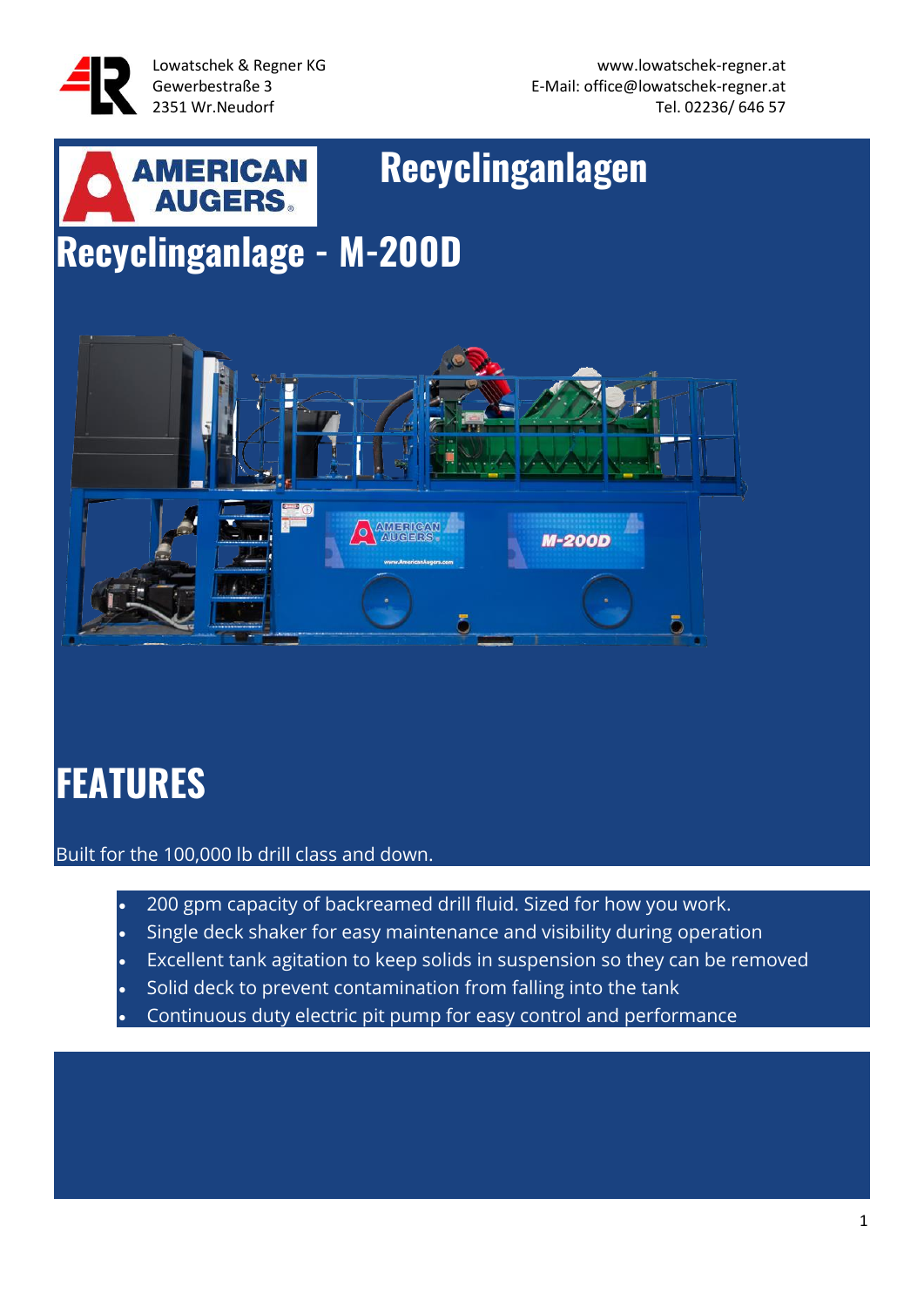Lowatschek & Regner KG
Gewerbestraße 3
2351 Wr.Neudorf

www.lowatschek-regner.at
E-Mail: office@lowatschek-regner.at
Tel. 02236/ 646 57

# Recyclinganlagen

# Recyclinganlage - M-200D

## FEATURES

Built for the 100,000 lb drill class and down.

- 200 gpm capacity of backreamed drill fluid. Sized for how you work.
- Single deck shaker for easy maintenance and visibility during operation
- Excellent tank agitation to keep solids in suspension so they can be removed
- Solid deck to prevent contamination from falling into the tank
- Continuous duty electric pit pump for easy control and performance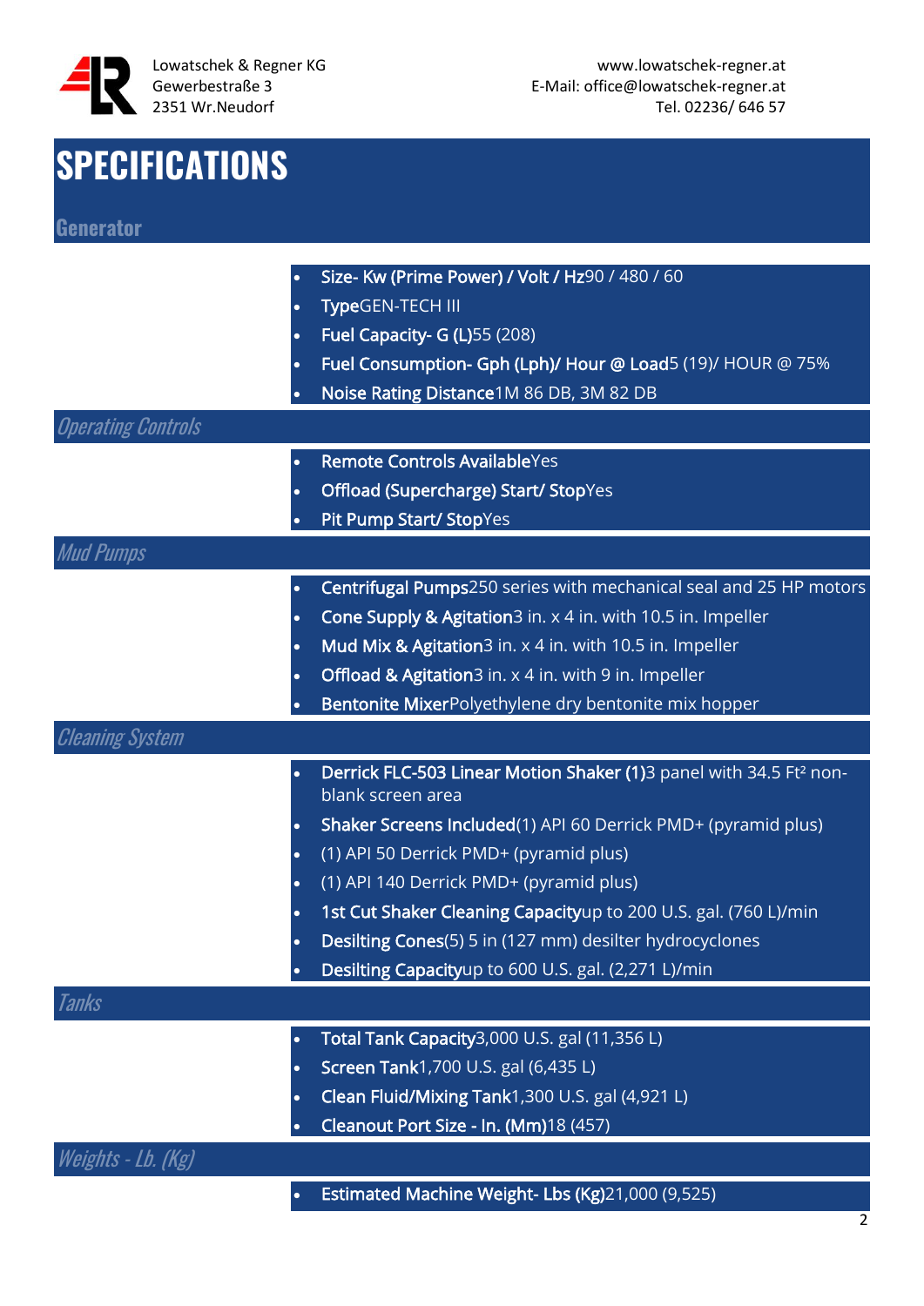# SPECIFICATIONS

## Generator

- **Size- Kw (Prime Power) / Volt / Hz**90 / 480 / 60
- **Type**GEN-TECH III
- **Fuel Capacity- G (L)**55 (208)
- **Fuel Consumption- Gph (Lph)/ Hour @ Load**5 (19)/ HOUR @ 75%
- **Noise Rating Distance**1M 86 DB, 3M 82 DB

## *Operating Controls*

- **Remote Controls Available**Yes
- **Offload (Supercharge) Start/ Stop**Yes
- **Pit Pump Start/ Stop**Yes

## *Mud Pumps*

- **Centrifugal Pumps**250 series with mechanical seal and 25 HP motors
- **Cone Supply & Agitation**3 in. x 4 in. with 10.5 in. Impeller
- **Mud Mix & Agitation**3 in. x 4 in. with 10.5 in. Impeller
- **Offload & Agitation**3 in. x 4 in. with 9 in. Impeller
- **Bentonite Mixer**Polyethylene dry bentonite mix hopper

## *Cleaning System*

- **Derrick FLC-503 Linear Motion Shaker (1)**3 panel with 34.5 Ft² non-blank screen area
- **Shaker Screens Included**(1) API 60 Derrick PMD+ (pyramid plus)
- (1) API 50 Derrick PMD+ (pyramid plus)
- (1) API 140 Derrick PMD+ (pyramid plus)
- **1st Cut Shaker Cleaning Capacity**up to 200 U.S. gal. (760 L)/min
- **Desilting Cones**(5) 5 in (127 mm) desilter hydrocyclones
- **Desilting Capacity**up to 600 U.S. gal. (2,271 L)/min

## *Tanks*

- **Total Tank Capacity**3,000 U.S. gal (11,356 L)
- **Screen Tank**1,700 U.S. gal (6,435 L)
- **Clean Fluid/Mixing Tank**1,300 U.S. gal (4,921 L)
- **Cleanout Port Size - In. (Mm)**18 (457)

## *Weights - Lb. (Kg)*

- **Estimated Machine Weight- Lbs (Kg)**21,000 (9,525)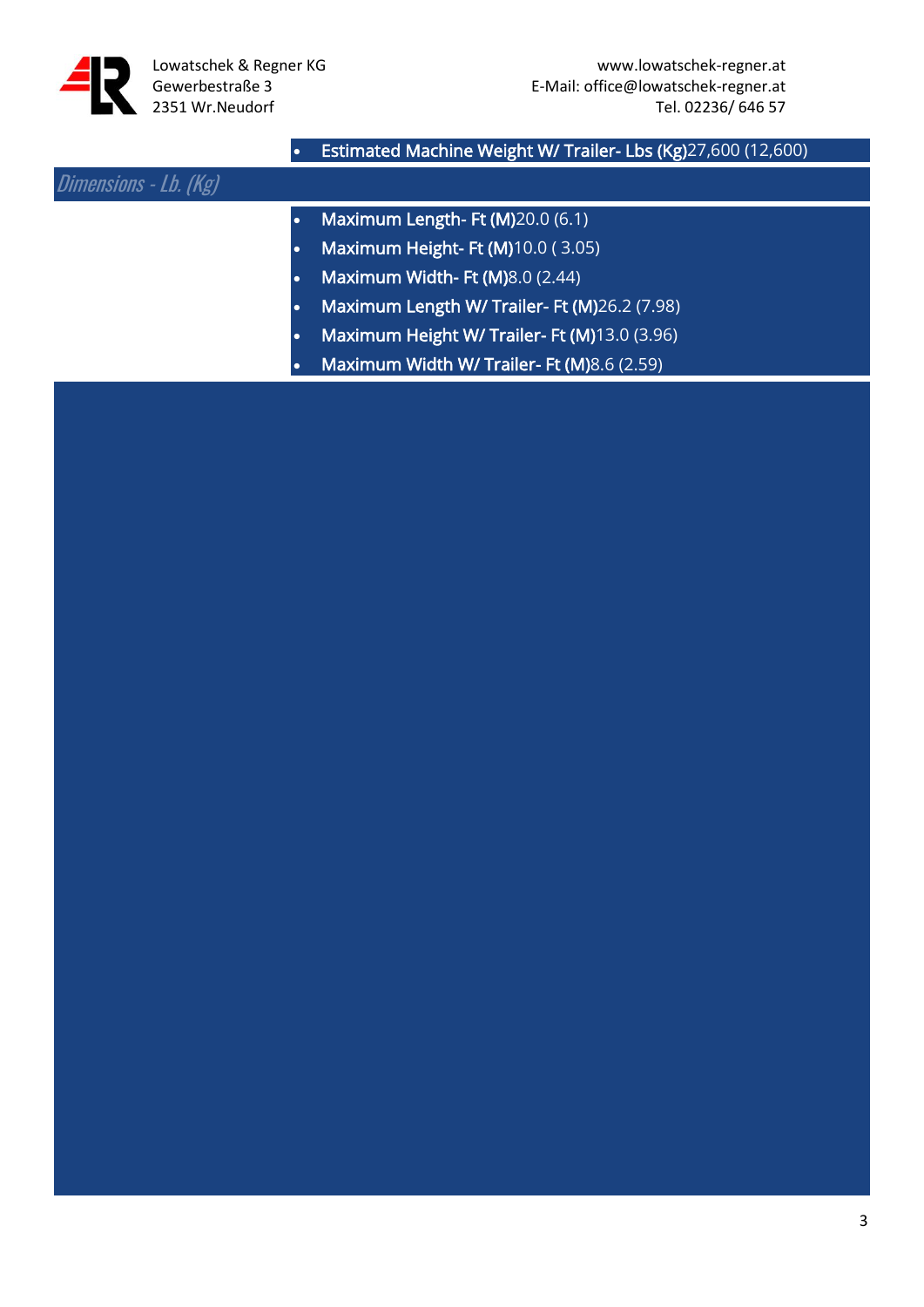- **Estimated Machine Weight W/ Trailer- Lbs (Kg)**27,600 (12,600)

## *Dimensions - Lb. (Kg)*

- **Maximum Length- Ft (M)**20.0 (6.1)
- **Maximum Height- Ft (M)**10.0 ( 3.05)
- **Maximum Width- Ft (M)**8.0 (2.44)
- **Maximum Length W/ Trailer- Ft (M)**26.2 (7.98)
- **Maximum Height W/ Trailer- Ft (M)**13.0 (3.96)
- **Maximum Width W/ Trailer- Ft (M)**8.6 (2.59)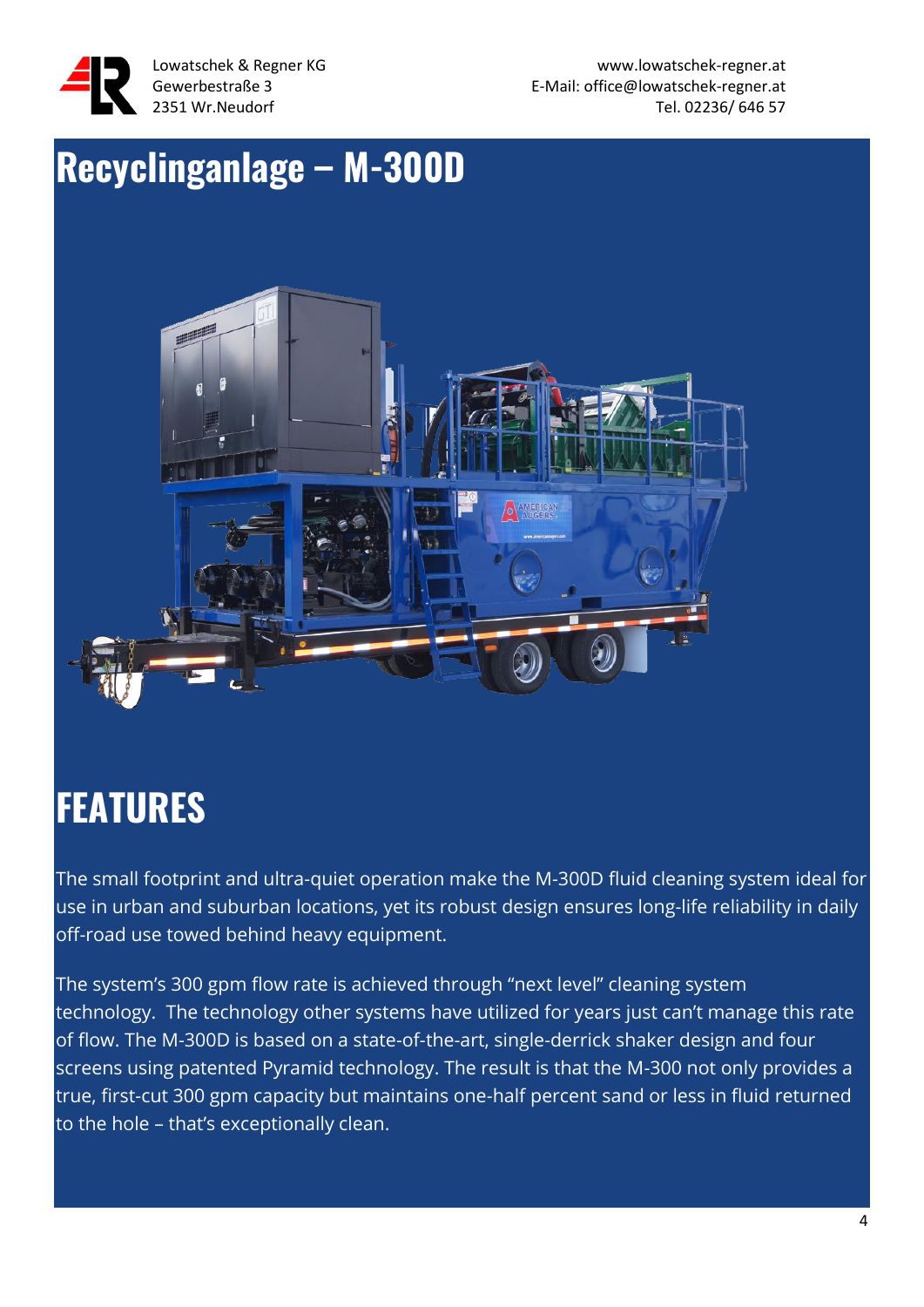# Recyclinganlage – M-300D

## FEATURES

The small footprint and ultra-quiet operation make the M-300D fluid cleaning system ideal for use in urban and suburban locations, yet its robust design ensures long-life reliability in daily off-road use towed behind heavy equipment.

The system's 300 gpm flow rate is achieved through "next level" cleaning system technology. The technology other systems have utilized for years just can't manage this rate of flow. The M-300D is based on a state-of-the-art, single-derrick shaker design and four screens using patented Pyramid technology. The result is that the M-300 not only provides a true, first-cut 300 gpm capacity but maintains one-half percent sand or less in fluid returned to the hole – that's exceptionally clean.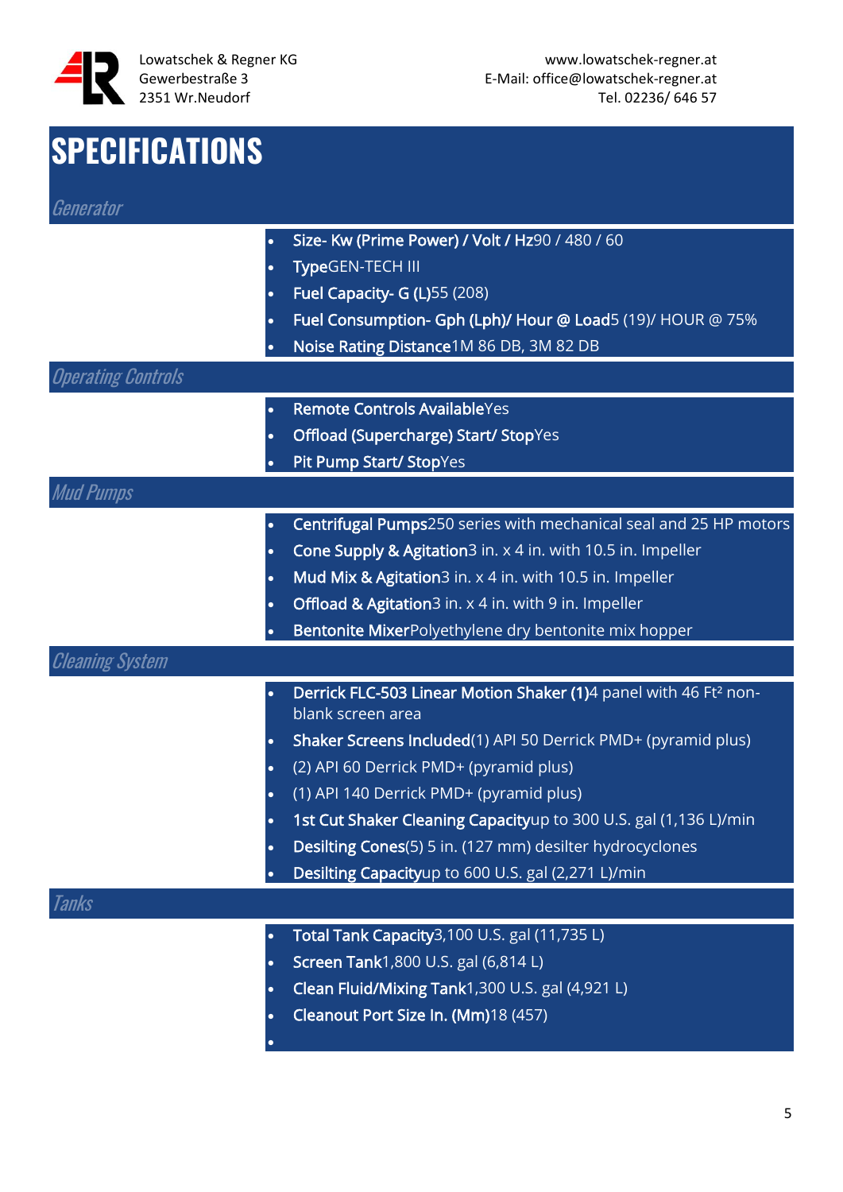# SPECIFICATIONS

## Generator

- **Size- Kw (Prime Power) / Volt / Hz** 90 / 480 / 60
- **Type** GEN-TECH III
- **Fuel Capacity- G (L)** 55 (208)
- **Fuel Consumption- Gph (Lph)/ Hour @ Load** 5 (19)/ HOUR @ 75%
- **Noise Rating Distance** 1M 86 DB, 3M 82 DB

## Operating Controls

- **Remote Controls Available** Yes
- **Offload (Supercharge) Start/ Stop** Yes
- **Pit Pump Start/ Stop** Yes

## Mud Pumps

- **Centrifugal Pumps** 250 series with mechanical seal and 25 HP motors
- **Cone Supply & Agitation** 3 in. x 4 in. with 10.5 in. Impeller
- **Mud Mix & Agitation** 3 in. x 4 in. with 10.5 in. Impeller
- **Offload & Agitation** 3 in. x 4 in. with 9 in. Impeller
- **Bentonite Mixer** Polyethylene dry bentonite mix hopper

## Cleaning System

- **Derrick FLC-503 Linear Motion Shaker (1)** 4 panel with 46 Ft² non-blank screen area
- **Shaker Screens Included** (1) API 50 Derrick PMD+ (pyramid plus)
- (2) API 60 Derrick PMD+ (pyramid plus)
- (1) API 140 Derrick PMD+ (pyramid plus)
- **1st Cut Shaker Cleaning Capacity** up to 300 U.S. gal (1,136 L)/min
- **Desilting Cones** (5) 5 in. (127 mm) desilter hydrocyclones
- **Desilting Capacity** up to 600 U.S. gal (2,271 L)/min

## Tanks

- **Total Tank Capacity** 3,100 U.S. gal (11,735 L)
- **Screen Tank** 1,800 U.S. gal (6,814 L)
- **Clean Fluid/Mixing Tank** 1,300 U.S. gal (4,921 L)
- **Cleanout Port Size In. (Mm)** 18 (457)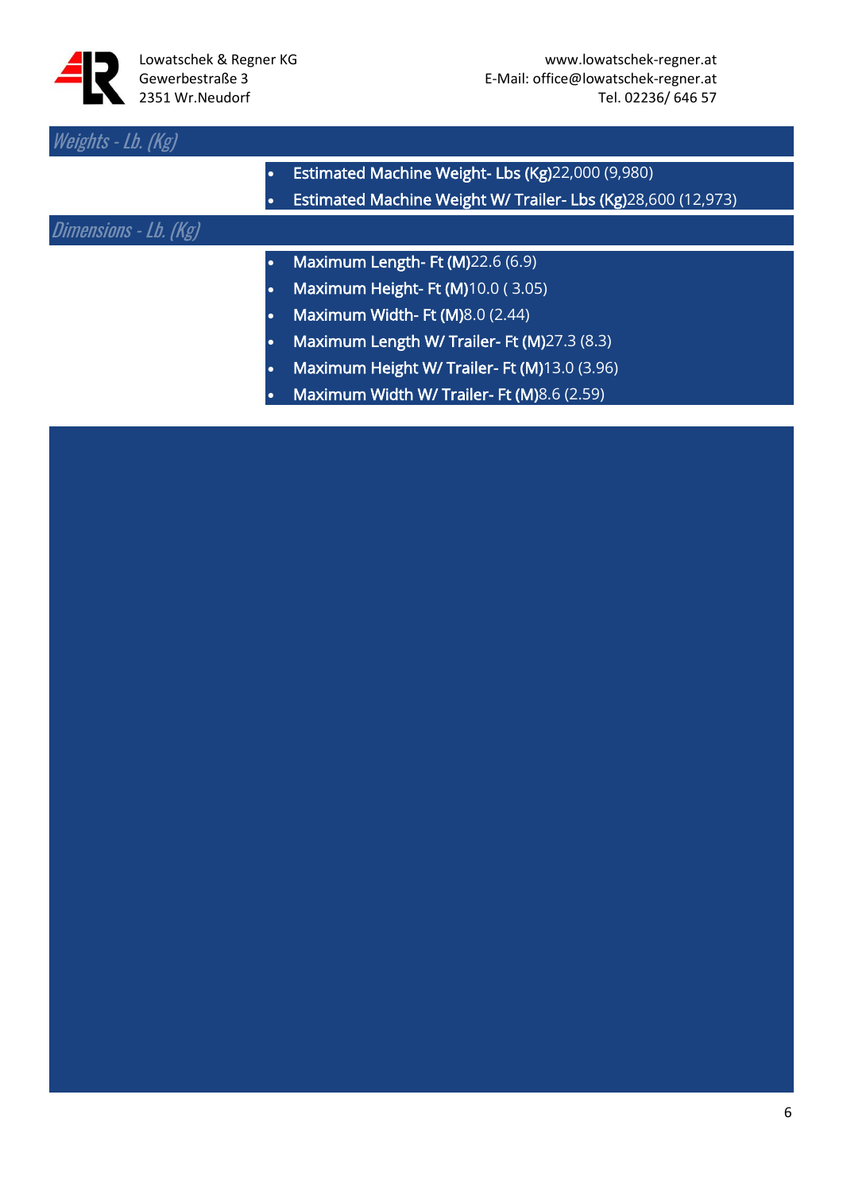## Weights - Lb. (Kg)

- **Estimated Machine Weight- Lbs (Kg)**22,000 (9,980)
- **Estimated Machine Weight W/ Trailer- Lbs (Kg)**28,600 (12,973)

## Dimensions - Lb. (Kg)

- **Maximum Length- Ft (M)**22.6 (6.9)
- **Maximum Height- Ft (M)**10.0 ( 3.05)
- **Maximum Width- Ft (M)**8.0 (2.44)
- **Maximum Length W/ Trailer- Ft (M)**27.3 (8.3)
- **Maximum Height W/ Trailer- Ft (M)**13.0 (3.96)
- **Maximum Width W/ Trailer- Ft (M)**8.6 (2.59)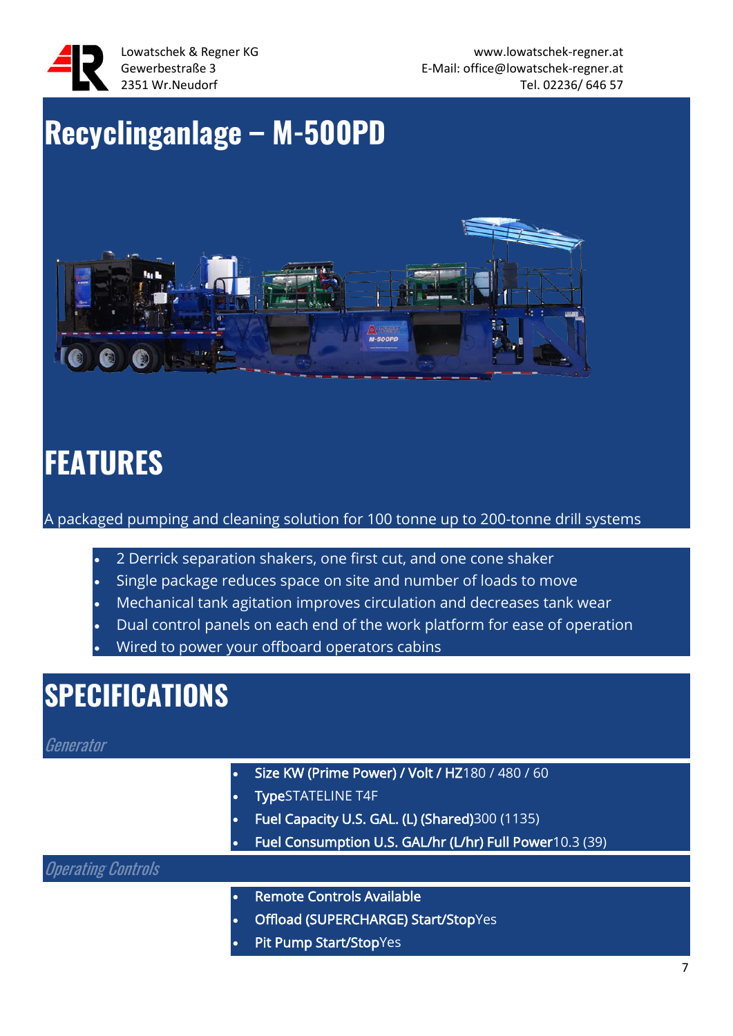Lowatschek & Regner KG
Gewerbestraße 3
2351 Wr.Neudorf

www.lowatschek-regner.at
E-Mail: office@lowatschek-regner.at
Tel. 02236/ 646 57

# Recyclinganlage – M-500PD

# FEATURES

A packaged pumping and cleaning solution for 100 tonne up to 200-tonne drill systems

- 2 Derrick separation shakers, one first cut, and one cone shaker
- Single package reduces space on site and number of loads to move
- Mechanical tank agitation improves circulation and decreases tank wear
- Dual control panels on each end of the work platform for ease of operation
- Wired to power your offboard operators cabins

# SPECIFICATIONS

### *Generator*

- **Size KW (Prime Power) / Volt / HZ**180 / 480 / 60
- **Type**STATELINE T4F
- **Fuel Capacity U.S. GAL. (L) (Shared)**300 (1135)
- **Fuel Consumption U.S. GAL/hr (L/hr) Full Power**10.3 (39)

### *Operating Controls*

- **Remote Controls Available**
- **Offload (SUPERCHARGE) Start/Stop**Yes
- **Pit Pump Start/Stop**Yes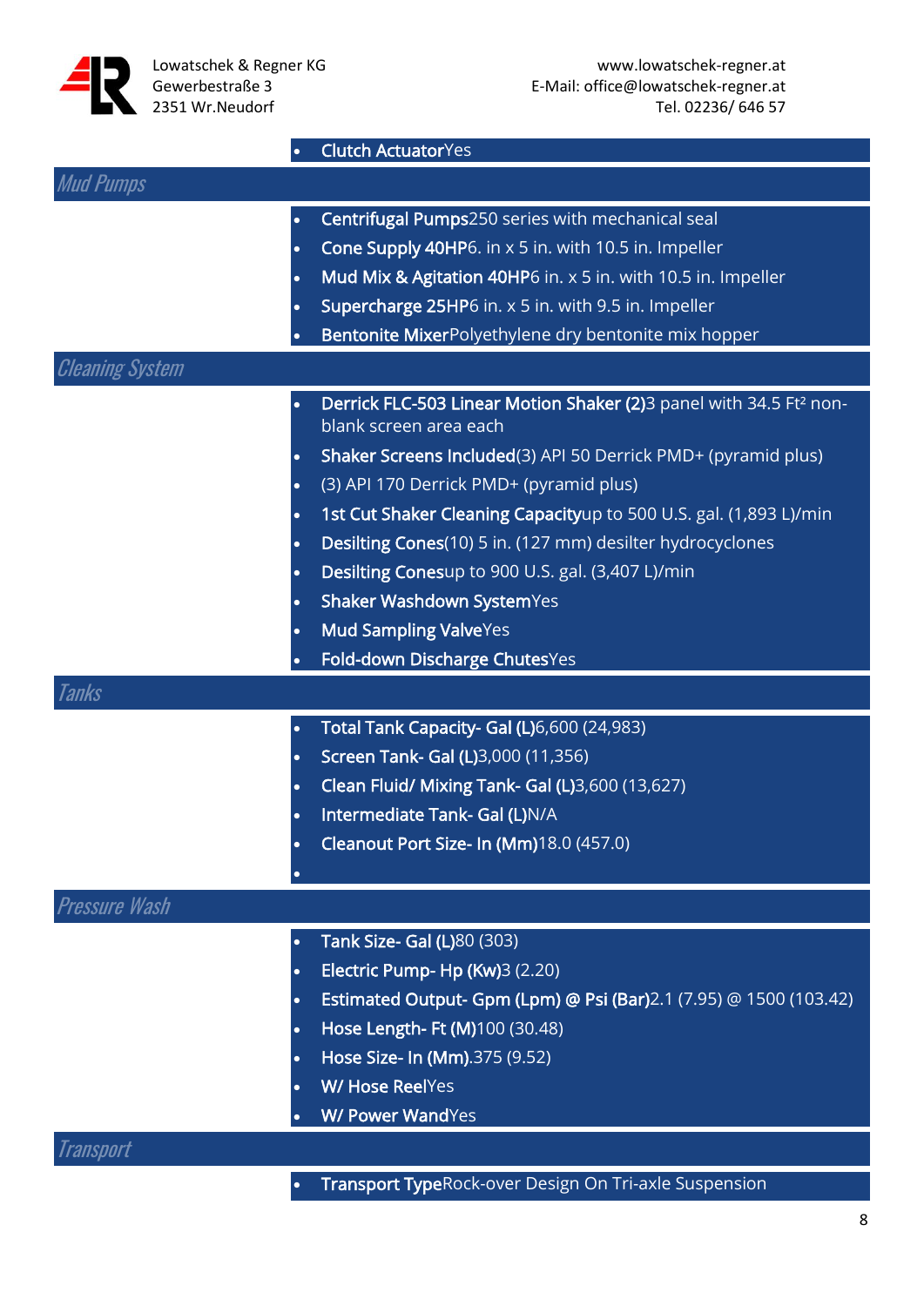- **Clutch Actuator**Yes

## Mud Pumps

- **Centrifugal Pumps**250 series with mechanical seal
- **Cone Supply 40HP**6. in x 5 in. with 10.5 in. Impeller
- **Mud Mix & Agitation 40HP**6 in. x 5 in. with 10.5 in. Impeller
- **Supercharge 25HP**6 in. x 5 in. with 9.5 in. Impeller
- **Bentonite Mixer**Polyethylene dry bentonite mix hopper

## Cleaning System

- **Derrick FLC-503 Linear Motion Shaker (2)**3 panel with 34.5 Ft² non-blank screen area each
- **Shaker Screens Included**(3) API 50 Derrick PMD+ (pyramid plus)
- (3) API 170 Derrick PMD+ (pyramid plus)
- **1st Cut Shaker Cleaning Capacity**up to 500 U.S. gal. (1,893 L)/min
- **Desilting Cones**(10) 5 in. (127 mm) desilter hydrocyclones
- **Desilting Cones**up to 900 U.S. gal. (3,407 L)/min
- **Shaker Washdown System**Yes
- **Mud Sampling Valve**Yes
- **Fold-down Discharge Chutes**Yes

## Tanks

- **Total Tank Capacity- Gal (L)**6,600 (24,983)
- **Screen Tank- Gal (L)**3,000 (11,356)
- **Clean Fluid/ Mixing Tank- Gal (L)**3,600 (13,627)
- **Intermediate Tank- Gal (L)**N/A
- **Cleanout Port Size- In (Mm)**18.0 (457.0)
-

## Pressure Wash

- **Tank Size- Gal (L)**80 (303)
- **Electric Pump- Hp (Kw)**3 (2.20)
- **Estimated Output- Gpm (Lpm) @ Psi (Bar)**2.1 (7.95) @ 1500 (103.42)
- **Hose Length- Ft (M)**100 (30.48)
- **Hose Size- In (Mm)**.375 (9.52)
- **W/ Hose Reel**Yes
- **W/ Power Wand**Yes

## Transport

- **Transport Type**Rock-over Design On Tri-axle Suspension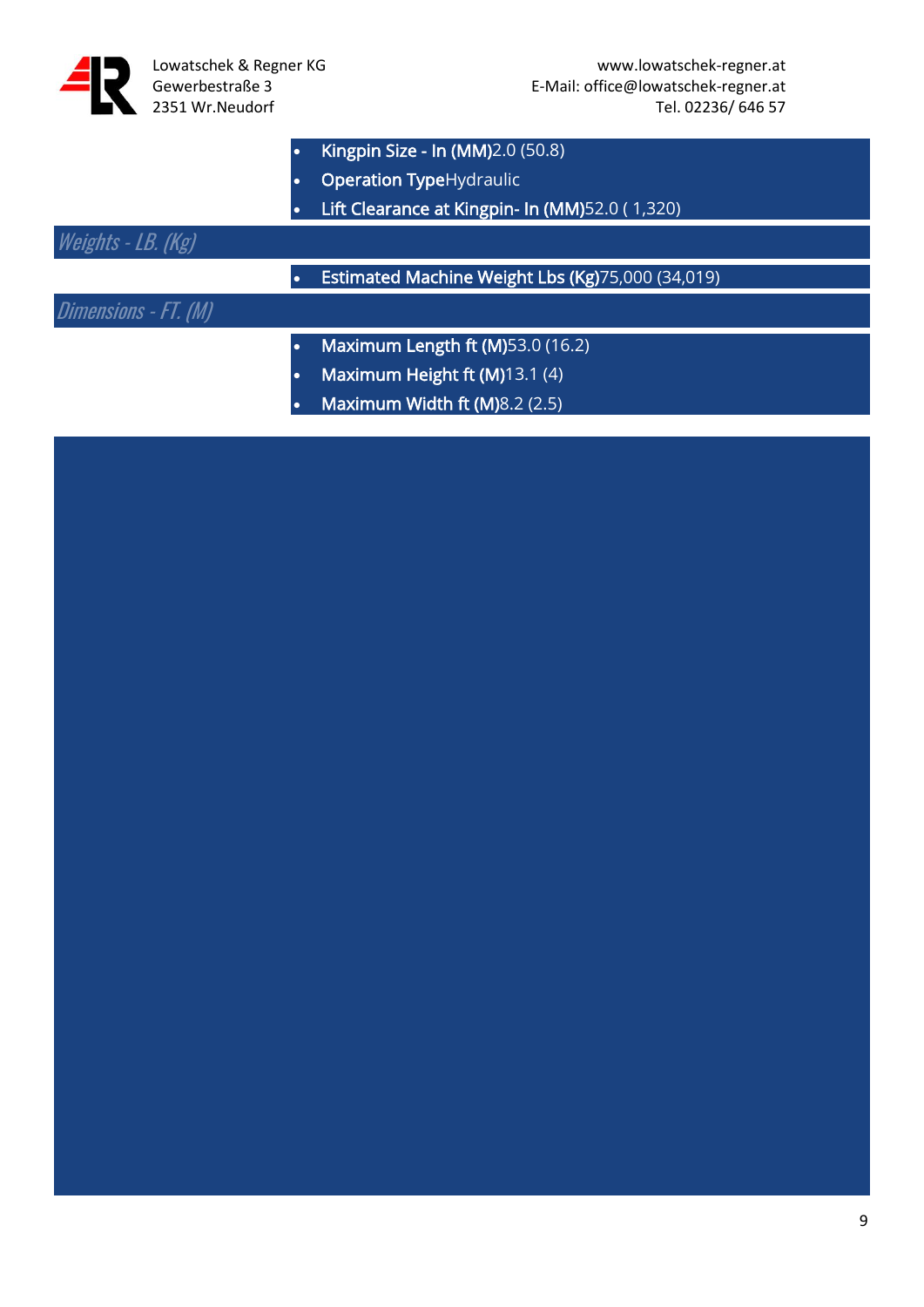- **Kingpin Size - In (MM)**2.0 (50.8)
- **Operation Type**Hydraulic
- **Lift Clearance at Kingpin- In (MM)**52.0 ( 1,320)

## *Weights - LB. (Kg)*

- **Estimated Machine Weight Lbs (Kg)**75,000 (34,019)

## *Dimensions - FT. (M)*

- **Maximum Length ft (M)**53.0 (16.2)
- **Maximum Height ft (M)**13.1 (4)
- **Maximum Width ft (M)**8.2 (2.5)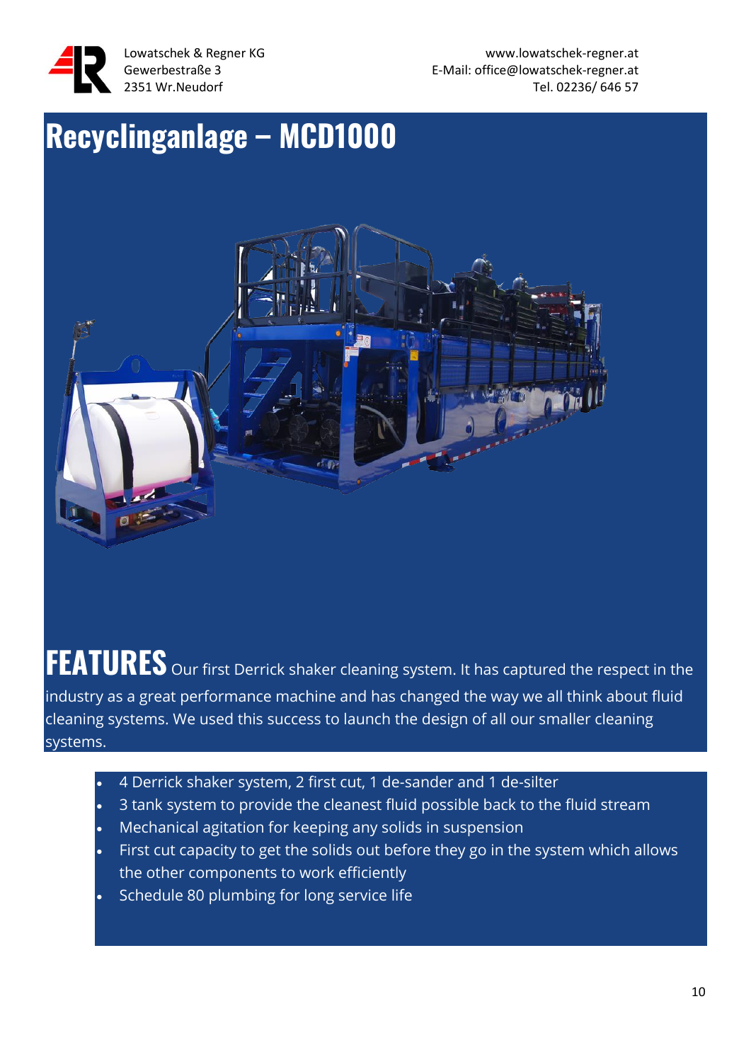Lowatschek & Regner KG
Gewerbestraße 3
2351 Wr.Neudorf

www.lowatschek-regner.at
E-Mail: office@lowatschek-regner.at
Tel. 02236/ 646 57

# Recyclinganlage – MCD1000

**FEATURES** Our first Derrick shaker cleaning system. It has captured the respect in the industry as a great performance machine and has changed the way we all think about fluid cleaning systems. We used this success to launch the design of all our smaller cleaning systems.

- 4 Derrick shaker system, 2 first cut, 1 de-sander and 1 de-silter
- 3 tank system to provide the cleanest fluid possible back to the fluid stream
- Mechanical agitation for keeping any solids in suspension
- First cut capacity to get the solids out before they go in the system which allows the other components to work efficiently
- Schedule 80 plumbing for long service life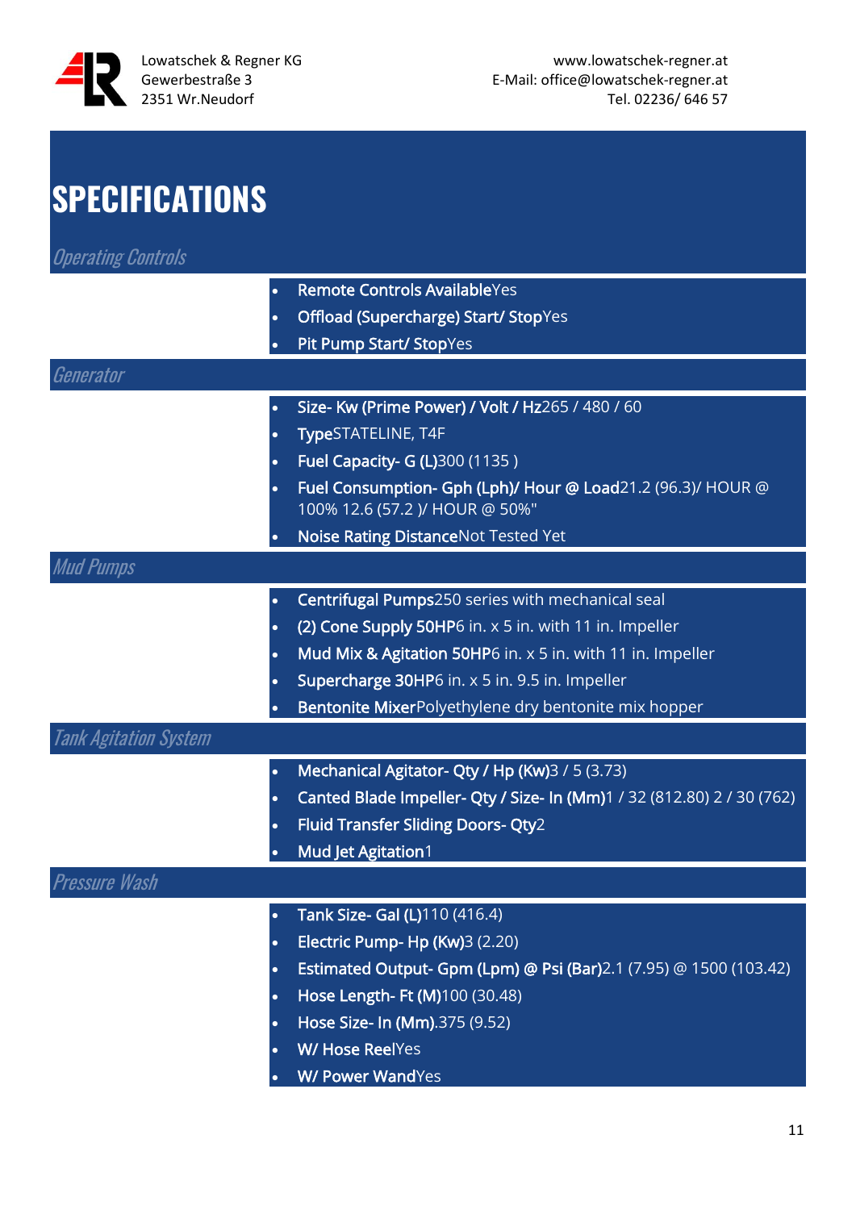Lowatschek & Regner KG
Gewerbestraße 3
2351 Wr.Neudorf

www.lowatschek-regner.at
E-Mail: office@lowatschek-regner.at
Tel. 02236/ 646 57

# SPECIFICATIONS

## *Operating Controls*

- **Remote Controls Available**Yes
- **Offload (Supercharge) Start/ Stop**Yes
- **Pit Pump Start/ Stop**Yes

## *Generator*

- **Size- Kw (Prime Power) / Volt / Hz**265 / 480 / 60
- **Type**STATELINE, T4F
- **Fuel Capacity- G (L)**300 (1135 )
- **Fuel Consumption- Gph (Lph)/ Hour @ Load**21.2 (96.3)/ HOUR @ 100% 12.6 (57.2 )/ HOUR @ 50%"
- **Noise Rating Distance**Not Tested Yet

## *Mud Pumps*

- **Centrifugal Pumps**250 series with mechanical seal
- **(2) Cone Supply 50HP**6 in. x 5 in. with 11 in. Impeller
- **Mud Mix & Agitation 50HP**6 in. x 5 in. with 11 in. Impeller
- **Supercharge 30HP**6 in. x 5 in. 9.5 in. Impeller
- **Bentonite Mixer**Polyethylene dry bentonite mix hopper

## *Tank Agitation System*

- **Mechanical Agitator- Qty / Hp (Kw)**3 / 5 (3.73)
- **Canted Blade Impeller- Qty / Size- In (Mm)**1 / 32 (812.80) 2 / 30 (762)
- **Fluid Transfer Sliding Doors- Qty**2
- **Mud Jet Agitation**1

## *Pressure Wash*

- **Tank Size- Gal (L)**110 (416.4)
- **Electric Pump- Hp (Kw)**3 (2.20)
- **Estimated Output- Gpm (Lpm) @ Psi (Bar)**2.1 (7.95) @ 1500 (103.42)
- **Hose Length- Ft (M)**100 (30.48)
- **Hose Size- In (Mm)**.375 (9.52)
- **W/ Hose Reel**Yes
- **W/ Power Wand**Yes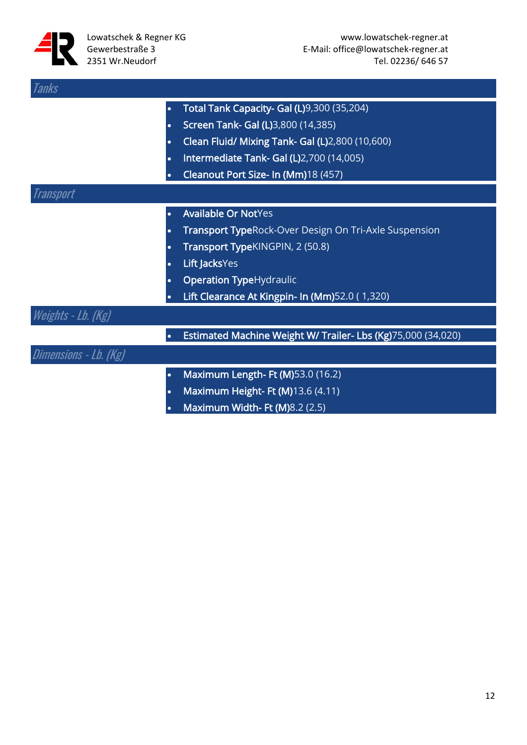## Tanks

- **Total Tank Capacity- Gal (L)**9,300 (35,204)
- **Screen Tank- Gal (L)**3,800 (14,385)
- **Clean Fluid/ Mixing Tank- Gal (L)**2,800 (10,600)
- **Intermediate Tank- Gal (L)**2,700 (14,005)
- **Cleanout Port Size- In (Mm)**18 (457)

## Transport

- **Available Or Not**Yes
- **Transport Type**Rock-Over Design On Tri-Axle Suspension
- **Transport Type**KINGPIN, 2 (50.8)
- **Lift Jacks**Yes
- **Operation Type**Hydraulic
- **Lift Clearance At Kingpin- In (Mm)**52.0 ( 1,320)

## Weights - Lb. (Kg)

- **Estimated Machine Weight W/ Trailer- Lbs (Kg)**75,000 (34,020)

## Dimensions - Lb. (Kg)

- **Maximum Length- Ft (M)**53.0 (16.2)
- **Maximum Height- Ft (M)**13.6 (4.11)
- **Maximum Width- Ft (M)**8.2 (2.5)